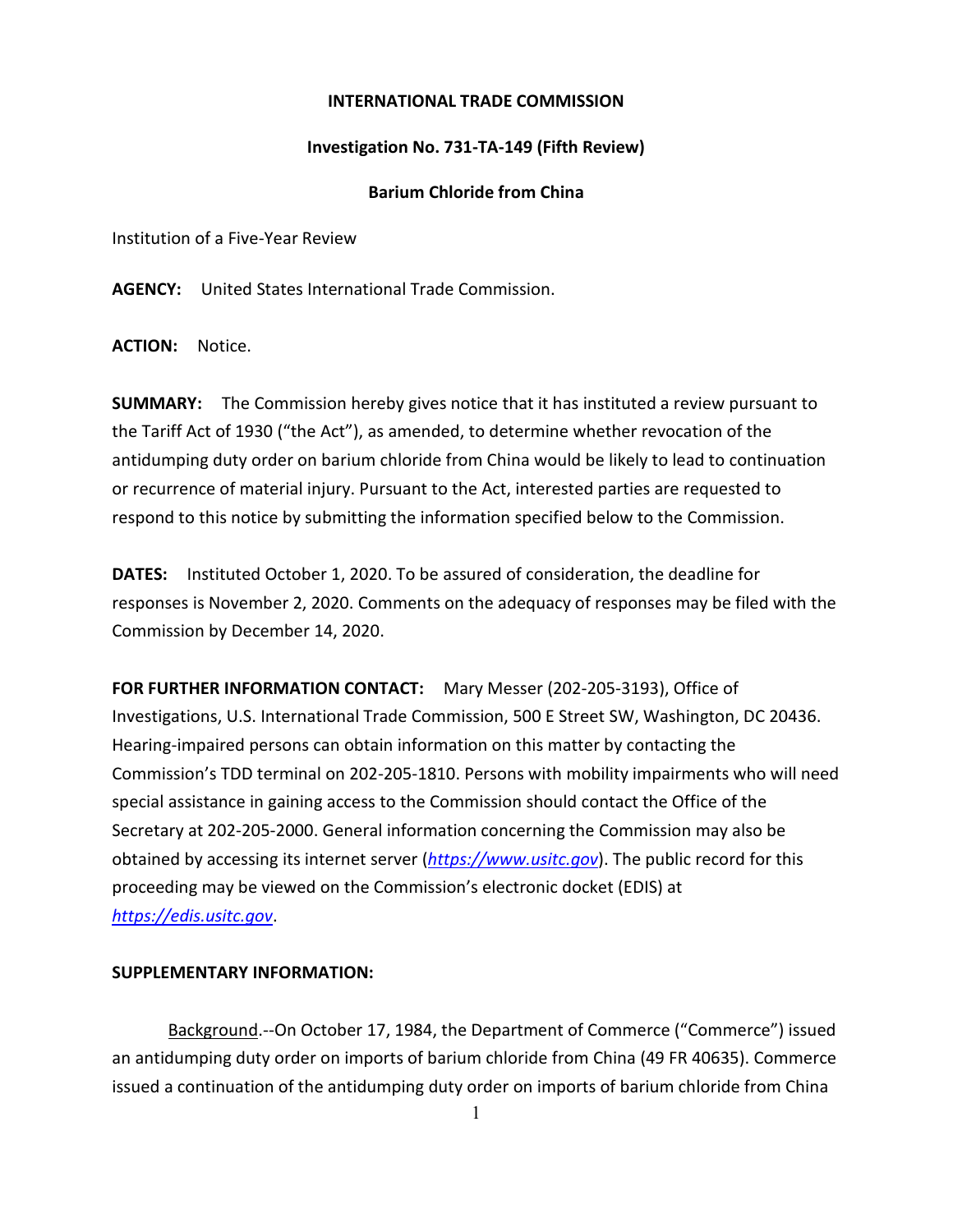**INTERNATIONAL TRADE COMMISSION**

**Investigation No. 731-TA-149 (Fifth Review)**

**Barium Chloride from China**

Institution of a Five-Year Review

**AGENCY:** United States International Trade Commission.

**ACTION:** Notice.

**SUMMARY:** The Commission hereby gives notice that it has instituted a review pursuant to the Tariff Act of 1930 ("the Act"), as amended, to determine whether revocation of the antidumping duty order on barium chloride from China would be likely to lead to continuation or recurrence of material injury. Pursuant to the Act, interested parties are requested to respond to this notice by submitting the information specified below to the Commission.

**DATES:** Instituted October 1, 2020. To be assured of consideration, the deadline for responses is November 2, 2020. Comments on the adequacy of responses may be filed with the Commission by December 14, 2020.

**FOR FURTHER INFORMATION CONTACT:** Mary Messer (202-205-3193), Office of Investigations, U.S. International Trade Commission, 500 E Street SW, Washington, DC 20436. Hearing-impaired persons can obtain information on this matter by contacting the Commission's TDD terminal on 202-205-1810. Persons with mobility impairments who will need special assistance in gaining access to the Commission should contact the Office of the Secretary at 202-205-2000. General information concerning the Commission may also be obtained by accessing its internet server (*https://www.usitc.gov*). The public record for this proceeding may be viewed on the Commission's electronic docket (EDIS) at *https://edis.usitc.gov*.

**SUPPLEMENTARY INFORMATION:**

Background.--On October 17, 1984, the Department of Commerce ("Commerce") issued an antidumping duty order on imports of barium chloride from China (49 FR 40635). Commerce issued a continuation of the antidumping duty order on imports of barium chloride from China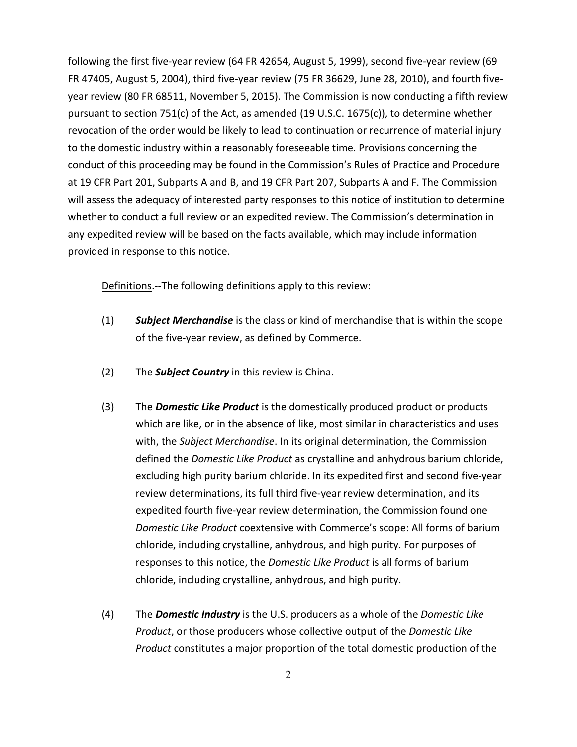following the first five-year review (64 FR 42654, August 5, 1999), second five-year review (69 FR 47405, August 5, 2004), third five-year review (75 FR 36629, June 28, 2010), and fourth five-year review (80 FR 68511, November 5, 2015). The Commission is now conducting a fifth review pursuant to section 751(c) of the Act, as amended (19 U.S.C. 1675(c)), to determine whether revocation of the order would be likely to lead to continuation or recurrence of material injury to the domestic industry within a reasonably foreseeable time. Provisions concerning the conduct of this proceeding may be found in the Commission's Rules of Practice and Procedure at 19 CFR Part 201, Subparts A and B, and 19 CFR Part 207, Subparts A and F. The Commission will assess the adequacy of interested party responses to this notice of institution to determine whether to conduct a full review or an expedited review. The Commission's determination in any expedited review will be based on the facts available, which may include information provided in response to this notice.

Definitions.--The following definitions apply to this review:

(1) ***Subject Merchandise*** is the class or kind of merchandise that is within the scope of the five-year review, as defined by Commerce.

(2) The ***Subject Country*** in this review is China.

(3) The ***Domestic Like Product*** is the domestically produced product or products which are like, or in the absence of like, most similar in characteristics and uses with, the *Subject Merchandise*. In its original determination, the Commission defined the *Domestic Like Product* as crystalline and anhydrous barium chloride, excluding high purity barium chloride. In its expedited first and second five-year review determinations, its full third five-year review determination, and its expedited fourth five-year review determination, the Commission found one *Domestic Like Product* coextensive with Commerce's scope: All forms of barium chloride, including crystalline, anhydrous, and high purity. For purposes of responses to this notice, the *Domestic Like Product* is all forms of barium chloride, including crystalline, anhydrous, and high purity.

(4) The ***Domestic Industry*** is the U.S. producers as a whole of the *Domestic Like Product*, or those producers whose collective output of the *Domestic Like Product* constitutes a major proportion of the total domestic production of the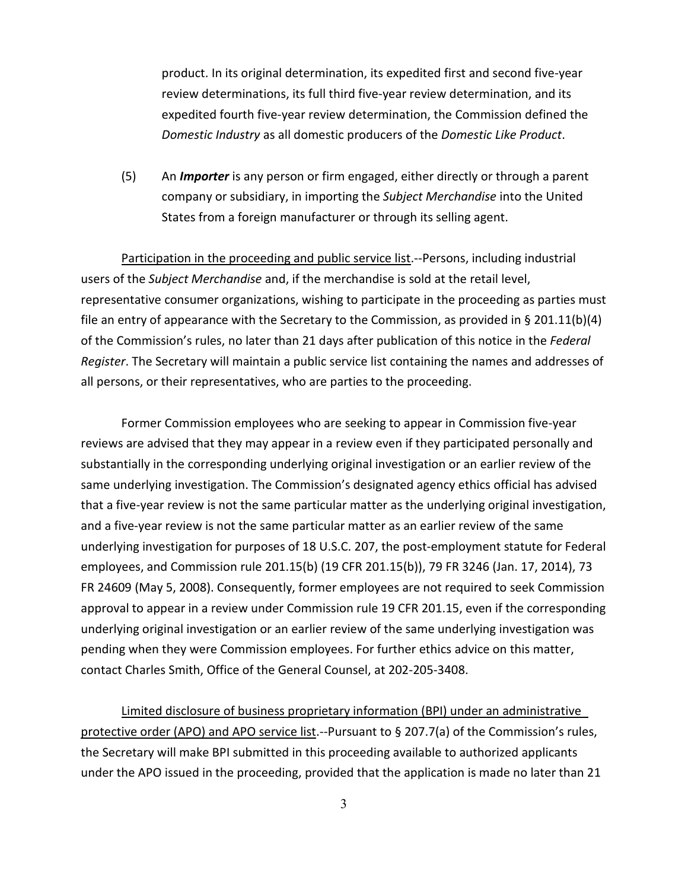product. In its original determination, its expedited first and second five-year review determinations, its full third five-year review determination, and its expedited fourth five-year review determination, the Commission defined the *Domestic Industry* as all domestic producers of the *Domestic Like Product*.

(5) An ***Importer*** is any person or firm engaged, either directly or through a parent company or subsidiary, in importing the *Subject Merchandise* into the United States from a foreign manufacturer or through its selling agent.

Participation in the proceeding and public service list.--Persons, including industrial users of the *Subject Merchandise* and, if the merchandise is sold at the retail level, representative consumer organizations, wishing to participate in the proceeding as parties must file an entry of appearance with the Secretary to the Commission, as provided in § 201.11(b)(4) of the Commission's rules, no later than 21 days after publication of this notice in the *Federal Register*. The Secretary will maintain a public service list containing the names and addresses of all persons, or their representatives, who are parties to the proceeding.

Former Commission employees who are seeking to appear in Commission five-year reviews are advised that they may appear in a review even if they participated personally and substantially in the corresponding underlying original investigation or an earlier review of the same underlying investigation. The Commission's designated agency ethics official has advised that a five-year review is not the same particular matter as the underlying original investigation, and a five-year review is not the same particular matter as an earlier review of the same underlying investigation for purposes of 18 U.S.C. 207, the post-employment statute for Federal employees, and Commission rule 201.15(b) (19 CFR 201.15(b)), 79 FR 3246 (Jan. 17, 2014), 73 FR 24609 (May 5, 2008). Consequently, former employees are not required to seek Commission approval to appear in a review under Commission rule 19 CFR 201.15, even if the corresponding underlying original investigation or an earlier review of the same underlying investigation was pending when they were Commission employees. For further ethics advice on this matter, contact Charles Smith, Office of the General Counsel, at 202-205-3408.

Limited disclosure of business proprietary information (BPI) under an administrative protective order (APO) and APO service list.--Pursuant to § 207.7(a) of the Commission's rules, the Secretary will make BPI submitted in this proceeding available to authorized applicants under the APO issued in the proceeding, provided that the application is made no later than 21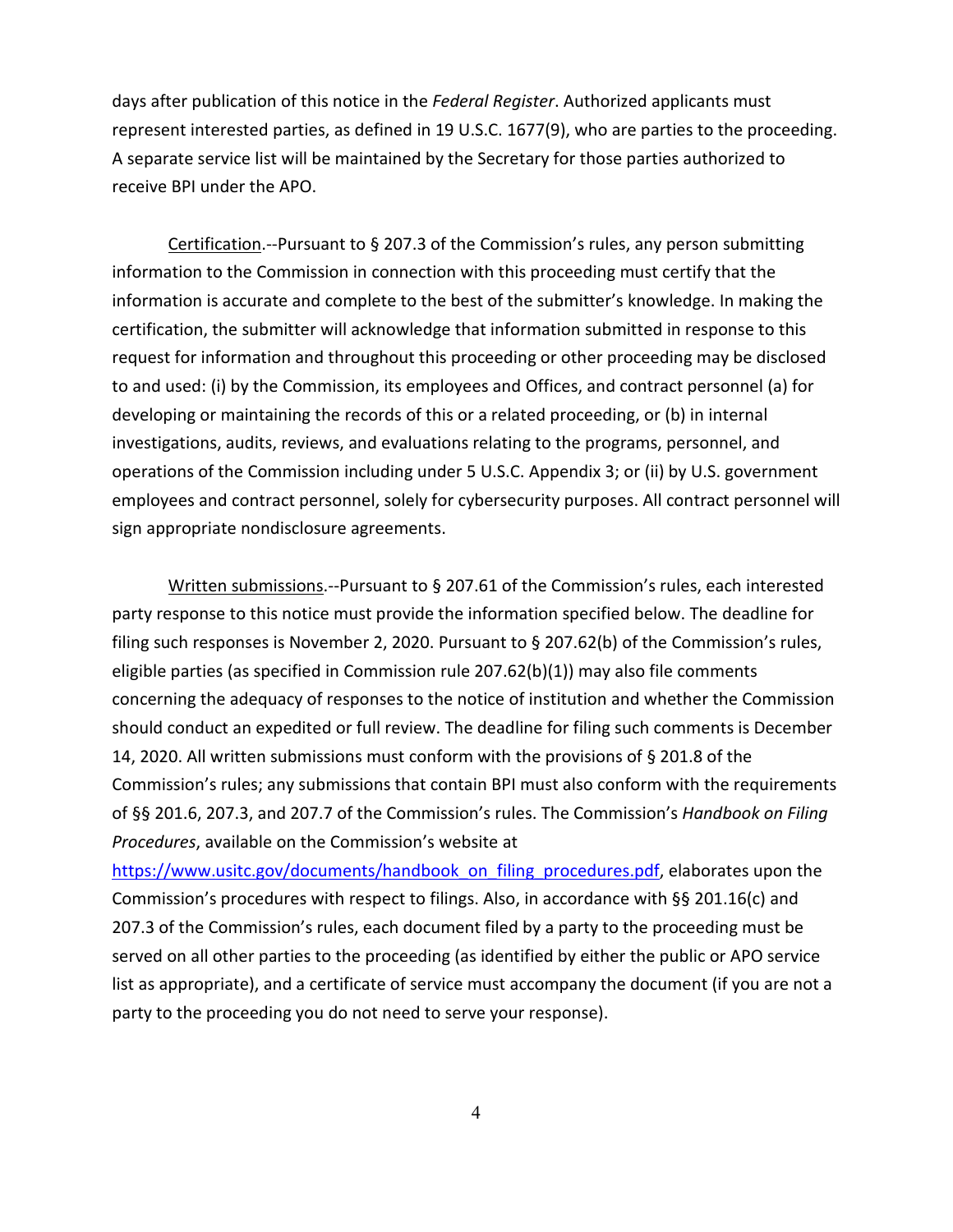days after publication of this notice in the *Federal Register*. Authorized applicants must represent interested parties, as defined in 19 U.S.C. 1677(9), who are parties to the proceeding. A separate service list will be maintained by the Secretary for those parties authorized to receive BPI under the APO.

Certification.--Pursuant to § 207.3 of the Commission's rules, any person submitting information to the Commission in connection with this proceeding must certify that the information is accurate and complete to the best of the submitter's knowledge. In making the certification, the submitter will acknowledge that information submitted in response to this request for information and throughout this proceeding or other proceeding may be disclosed to and used: (i) by the Commission, its employees and Offices, and contract personnel (a) for developing or maintaining the records of this or a related proceeding, or (b) in internal investigations, audits, reviews, and evaluations relating to the programs, personnel, and operations of the Commission including under 5 U.S.C. Appendix 3; or (ii) by U.S. government employees and contract personnel, solely for cybersecurity purposes. All contract personnel will sign appropriate nondisclosure agreements.

Written submissions.--Pursuant to § 207.61 of the Commission's rules, each interested party response to this notice must provide the information specified below. The deadline for filing such responses is November 2, 2020. Pursuant to § 207.62(b) of the Commission's rules, eligible parties (as specified in Commission rule 207.62(b)(1)) may also file comments concerning the adequacy of responses to the notice of institution and whether the Commission should conduct an expedited or full review. The deadline for filing such comments is December 14, 2020. All written submissions must conform with the provisions of § 201.8 of the Commission's rules; any submissions that contain BPI must also conform with the requirements of §§ 201.6, 207.3, and 207.7 of the Commission's rules. The Commission's *Handbook on Filing Procedures*, available on the Commission's website at https://www.usitc.gov/documents/handbook_on_filing_procedures.pdf, elaborates upon the Commission's procedures with respect to filings. Also, in accordance with §§ 201.16(c) and 207.3 of the Commission's rules, each document filed by a party to the proceeding must be served on all other parties to the proceeding (as identified by either the public or APO service list as appropriate), and a certificate of service must accompany the document (if you are not a party to the proceeding you do not need to serve your response).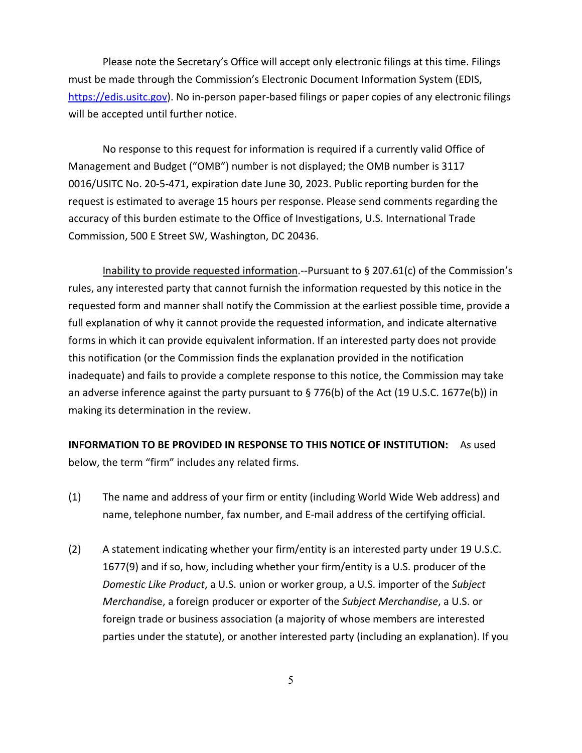Please note the Secretary's Office will accept only electronic filings at this time. Filings must be made through the Commission's Electronic Document Information System (EDIS, [https://edis.usitc.gov](https://edis.usitc.gov)). No in-person paper-based filings or paper copies of any electronic filings will be accepted until further notice.

No response to this request for information is required if a currently valid Office of Management and Budget ("OMB") number is not displayed; the OMB number is 3117 0016/USITC No. 20-5-471, expiration date June 30, 2023. Public reporting burden for the request is estimated to average 15 hours per response. Please send comments regarding the accuracy of this burden estimate to the Office of Investigations, U.S. International Trade Commission, 500 E Street SW, Washington, DC 20436.

<u>Inability to provide requested information</u>.--Pursuant to § 207.61(c) of the Commission's rules, any interested party that cannot furnish the information requested by this notice in the requested form and manner shall notify the Commission at the earliest possible time, provide a full explanation of why it cannot provide the requested information, and indicate alternative forms in which it can provide equivalent information. If an interested party does not provide this notification (or the Commission finds the explanation provided in the notification inadequate) and fails to provide a complete response to this notice, the Commission may take an adverse inference against the party pursuant to § 776(b) of the Act (19 U.S.C. 1677e(b)) in making its determination in the review.

**INFORMATION TO BE PROVIDED IN RESPONSE TO THIS NOTICE OF INSTITUTION:** As used below, the term "firm" includes any related firms.

(1) The name and address of your firm or entity (including World Wide Web address) and name, telephone number, fax number, and E-mail address of the certifying official.

(2) A statement indicating whether your firm/entity is an interested party under 19 U.S.C. 1677(9) and if so, how, including whether your firm/entity is a U.S. producer of the *Domestic Like Product*, a U.S. union or worker group, a U.S. importer of the *Subject Merchandise*, a foreign producer or exporter of the *Subject Merchandise*, a U.S. or foreign trade or business association (a majority of whose members are interested parties under the statute), or another interested party (including an explanation). If you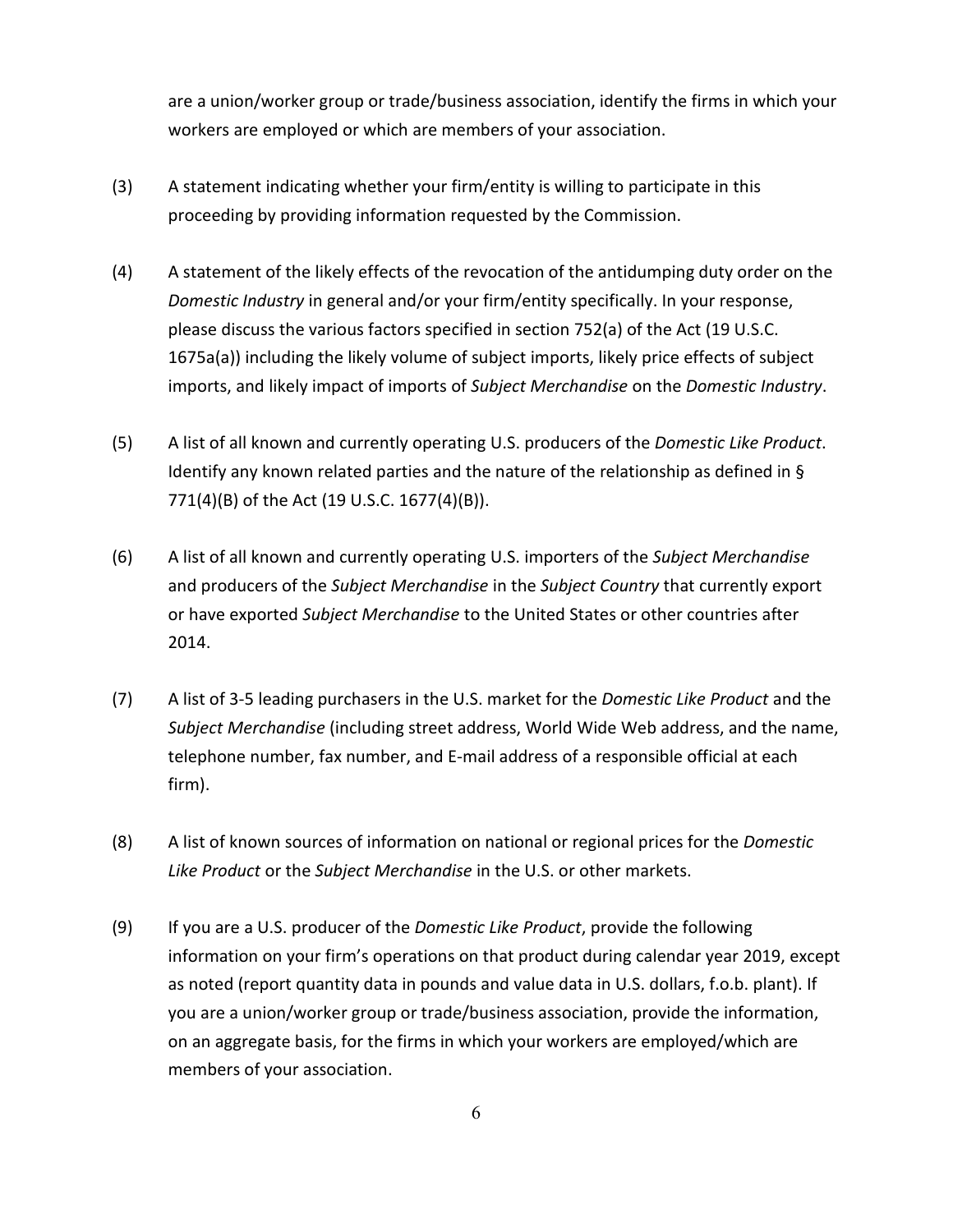are a union/worker group or trade/business association, identify the firms in which your workers are employed or which are members of your association.

(3) A statement indicating whether your firm/entity is willing to participate in this proceeding by providing information requested by the Commission.

(4) A statement of the likely effects of the revocation of the antidumping duty order on the *Domestic Industry* in general and/or your firm/entity specifically. In your response, please discuss the various factors specified in section 752(a) of the Act (19 U.S.C. 1675a(a)) including the likely volume of subject imports, likely price effects of subject imports, and likely impact of imports of *Subject Merchandise* on the *Domestic Industry*.

(5) A list of all known and currently operating U.S. producers of the *Domestic Like Product*. Identify any known related parties and the nature of the relationship as defined in § 771(4)(B) of the Act (19 U.S.C. 1677(4)(B)).

(6) A list of all known and currently operating U.S. importers of the *Subject Merchandise* and producers of the *Subject Merchandise* in the *Subject Country* that currently export or have exported *Subject Merchandise* to the United States or other countries after 2014.

(7) A list of 3-5 leading purchasers in the U.S. market for the *Domestic Like Product* and the *Subject Merchandise* (including street address, World Wide Web address, and the name, telephone number, fax number, and E-mail address of a responsible official at each firm).

(8) A list of known sources of information on national or regional prices for the *Domestic Like Product* or the *Subject Merchandise* in the U.S. or other markets.

(9) If you are a U.S. producer of the *Domestic Like Product*, provide the following information on your firm's operations on that product during calendar year 2019, except as noted (report quantity data in pounds and value data in U.S. dollars, f.o.b. plant). If you are a union/worker group or trade/business association, provide the information, on an aggregate basis, for the firms in which your workers are employed/which are members of your association.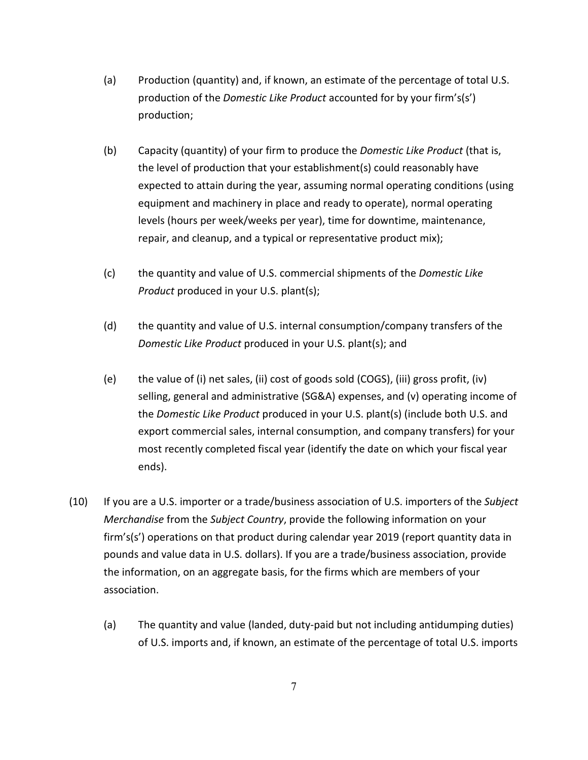(a) Production (quantity) and, if known, an estimate of the percentage of total U.S. production of the *Domestic Like Product* accounted for by your firm's(s') production;

(b) Capacity (quantity) of your firm to produce the *Domestic Like Product* (that is, the level of production that your establishment(s) could reasonably have expected to attain during the year, assuming normal operating conditions (using equipment and machinery in place and ready to operate), normal operating levels (hours per week/weeks per year), time for downtime, maintenance, repair, and cleanup, and a typical or representative product mix);

(c) the quantity and value of U.S. commercial shipments of the *Domestic Like Product* produced in your U.S. plant(s);

(d) the quantity and value of U.S. internal consumption/company transfers of the *Domestic Like Product* produced in your U.S. plant(s); and

(e) the value of (i) net sales, (ii) cost of goods sold (COGS), (iii) gross profit, (iv) selling, general and administrative (SG&A) expenses, and (v) operating income of the *Domestic Like Product* produced in your U.S. plant(s) (include both U.S. and export commercial sales, internal consumption, and company transfers) for your most recently completed fiscal year (identify the date on which your fiscal year ends).

(10) If you are a U.S. importer or a trade/business association of U.S. importers of the *Subject Merchandise* from the *Subject Country*, provide the following information on your firm's(s') operations on that product during calendar year 2019 (report quantity data in pounds and value data in U.S. dollars). If you are a trade/business association, provide the information, on an aggregate basis, for the firms which are members of your association.

(a) The quantity and value (landed, duty-paid but not including antidumping duties) of U.S. imports and, if known, an estimate of the percentage of total U.S. imports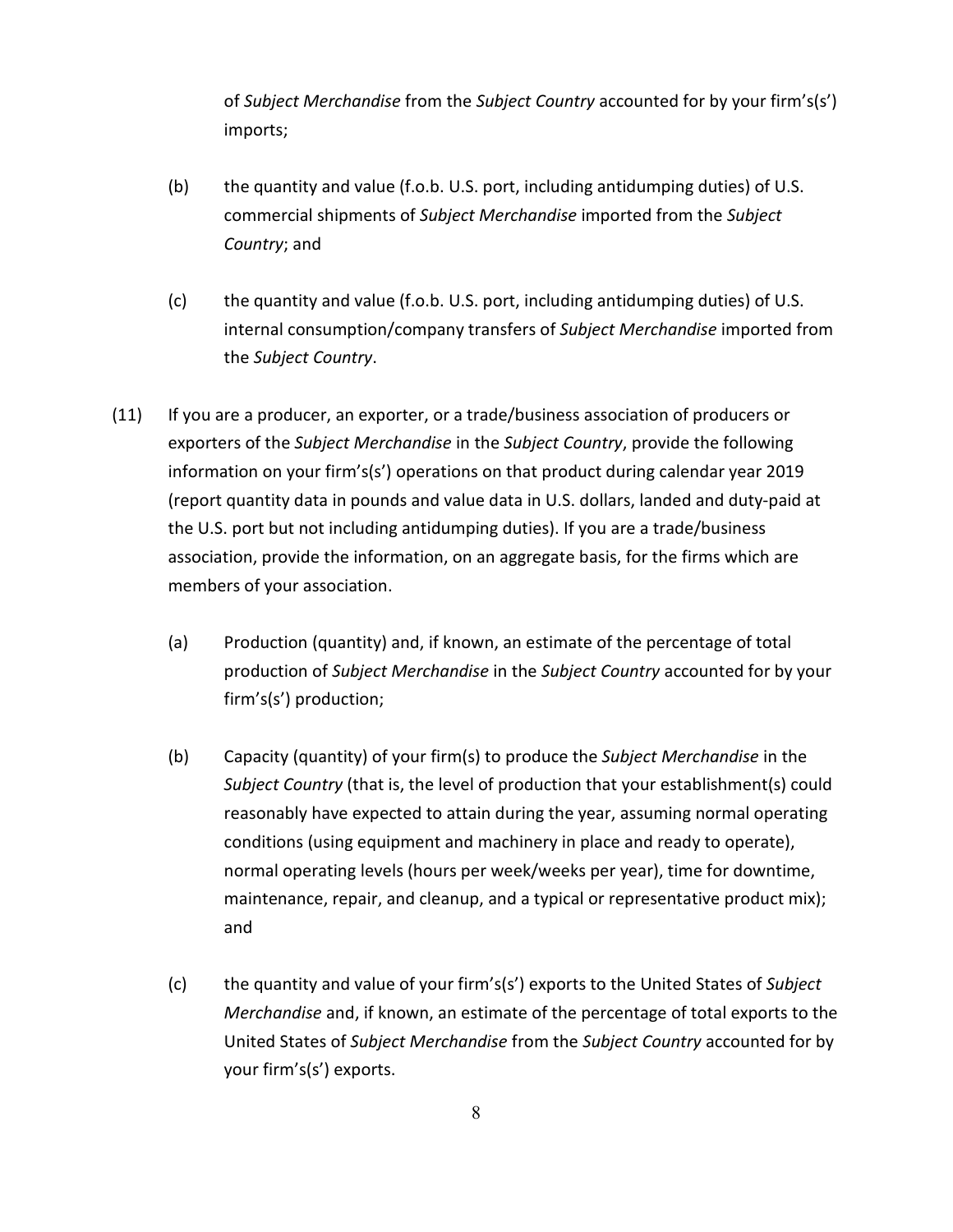of *Subject Merchandise* from the *Subject Country* accounted for by your firm's(s') imports;

(b) the quantity and value (f.o.b. U.S. port, including antidumping duties) of U.S. commercial shipments of *Subject Merchandise* imported from the *Subject Country*; and

(c) the quantity and value (f.o.b. U.S. port, including antidumping duties) of U.S. internal consumption/company transfers of *Subject Merchandise* imported from the *Subject Country*.

(11) If you are a producer, an exporter, or a trade/business association of producers or exporters of the *Subject Merchandise* in the *Subject Country*, provide the following information on your firm's(s') operations on that product during calendar year 2019 (report quantity data in pounds and value data in U.S. dollars, landed and duty-paid at the U.S. port but not including antidumping duties). If you are a trade/business association, provide the information, on an aggregate basis, for the firms which are members of your association.

(a) Production (quantity) and, if known, an estimate of the percentage of total production of *Subject Merchandise* in the *Subject Country* accounted for by your firm's(s') production;

(b) Capacity (quantity) of your firm(s) to produce the *Subject Merchandise* in the *Subject Country* (that is, the level of production that your establishment(s) could reasonably have expected to attain during the year, assuming normal operating conditions (using equipment and machinery in place and ready to operate), normal operating levels (hours per week/weeks per year), time for downtime, maintenance, repair, and cleanup, and a typical or representative product mix); and

(c) the quantity and value of your firm's(s') exports to the United States of *Subject Merchandise* and, if known, an estimate of the percentage of total exports to the United States of *Subject Merchandise* from the *Subject Country* accounted for by your firm's(s') exports.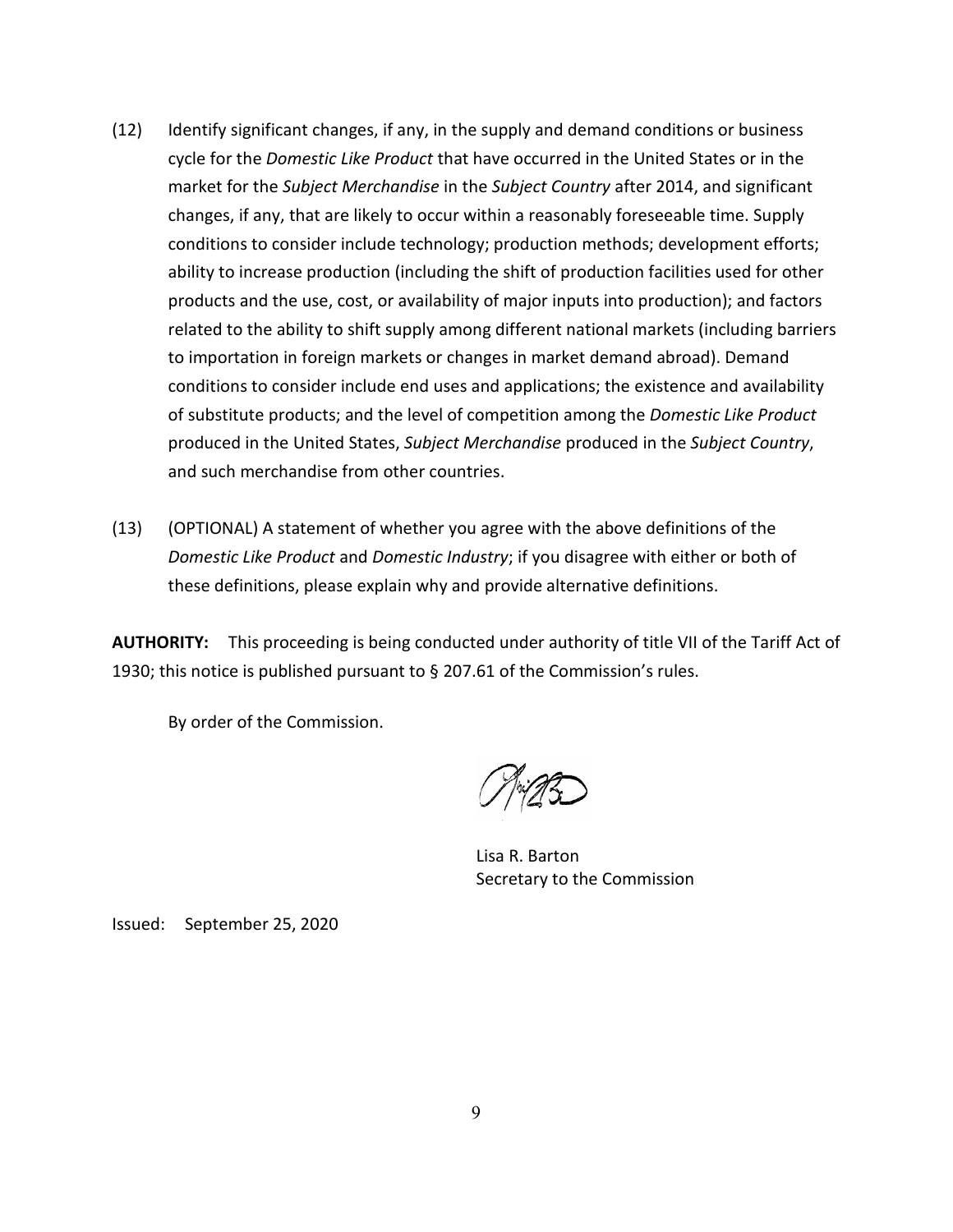(12) Identify significant changes, if any, in the supply and demand conditions or business cycle for the *Domestic Like Product* that have occurred in the United States or in the market for the *Subject Merchandise* in the *Subject Country* after 2014, and significant changes, if any, that are likely to occur within a reasonably foreseeable time. Supply conditions to consider include technology; production methods; development efforts; ability to increase production (including the shift of production facilities used for other products and the use, cost, or availability of major inputs into production); and factors related to the ability to shift supply among different national markets (including barriers to importation in foreign markets or changes in market demand abroad). Demand conditions to consider include end uses and applications; the existence and availability of substitute products; and the level of competition among the *Domestic Like Product* produced in the United States, *Subject Merchandise* produced in the *Subject Country*, and such merchandise from other countries.

(13) (OPTIONAL) A statement of whether you agree with the above definitions of the *Domestic Like Product* and *Domestic Industry*; if you disagree with either or both of these definitions, please explain why and provide alternative definitions.

**AUTHORITY:** This proceeding is being conducted under authority of title VII of the Tariff Act of 1930; this notice is published pursuant to § 207.61 of the Commission's rules.

By order of the Commission.

Lisa R. Barton
Secretary to the Commission

Issued: September 25, 2020